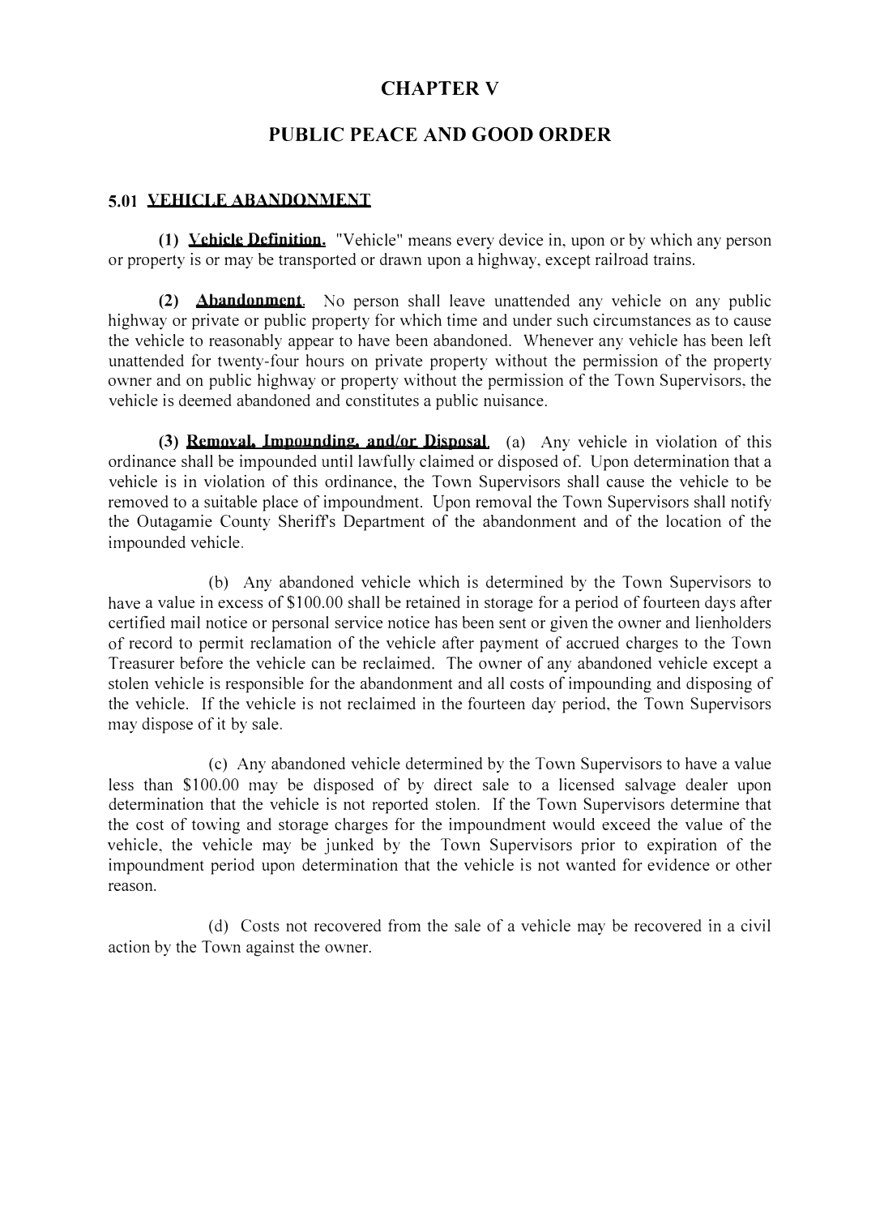# CHAPTER V

# PUBLIC PEACE AND GOOD ORDER

## 5.01 VEHICLE ABANDONMENT

**(1) Vehicle Definition.** "Vehicle" means every device in, upon or by which any person or property is or may be transported or drawn upon a highway, except railroad trains.

**(2) Abandonment**. No person shall leave unattended any vehicle on any public highway or private or public property for which time and under such circumstances as to cause the vehicle to reasonably appear to have been abandoned. Whenever any vehicle has been left unattended for twenty-four hours on private property without the permission of the property owner and on public highway or property without the permission of the Town Supervisors, the vehicle is deemed abandoned and constitutes a public nuisance.

**(3) Removal, Impounding, and/or Disposal**. (a) Any vehicle in violation of this ordinance shall be impounded until lawfully claimed or disposed of. Upon determination that a vehicle is in violation of this ordinance, the Town Supervisors shall cause the vehicle to be removed to a suitable place of impoundment. Upon removal the Town Supervisors shall notify the Outagamie County Sheriff's Department of the abandonment and of the location of the impounded vehicle.

(b) Any abandoned vehicle which is determined by the Town Supervisors to have a value in excess of $100.00 shall be retained in storage for a period of fourteen days after certified mail notice or personal service notice has been sent or given the owner and lienholders of record to permit reclamation of the vehicle after payment of accrued charges to the Town Treasurer before the vehicle can be reclaimed. The owner of any abandoned vehicle except a stolen vehicle is responsible for the abandonment and all costs of impounding and disposing of the vehicle. If the vehicle is not reclaimed in the fourteen day period, the Town Supervisors may dispose of it by sale.

(c) Any abandoned vehicle determined by the Town Supervisors to have a value less than $100.00 may be disposed of by direct sale to a licensed salvage dealer upon determination that the vehicle is not reported stolen. If the Town Supervisors determine that the cost of towing and storage charges for the impoundment would exceed the value of the vehicle, the vehicle may be junked by the Town Supervisors prior to expiration of the impoundment period upon determination that the vehicle is not wanted for evidence or other reason.

(d) Costs not recovered from the sale of a vehicle may be recovered in a civil action by the Town against the owner.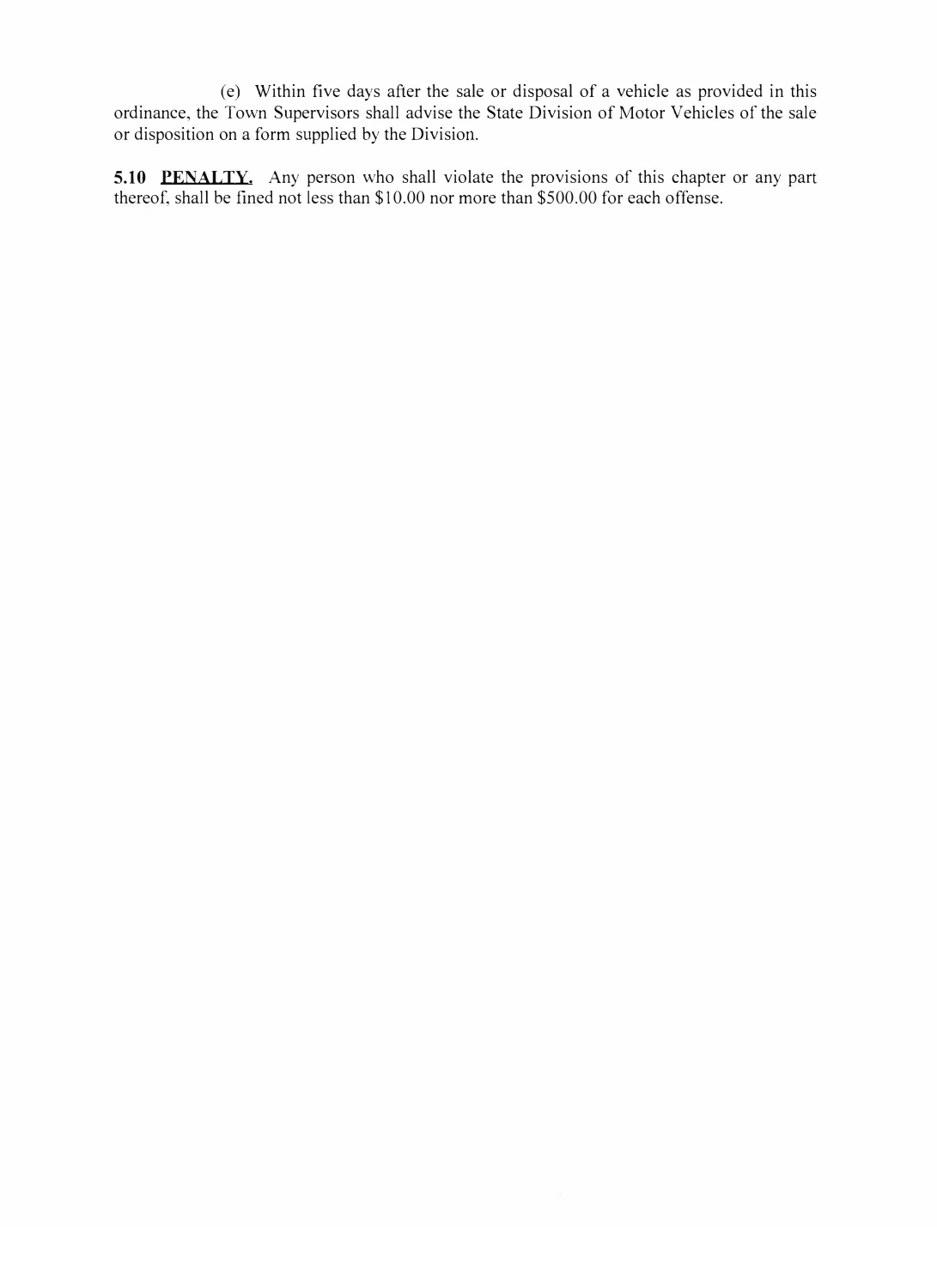(e) Within five days after the sale or disposal of a vehicle as provided in this ordinance, the Town Supervisors shall advise the State Division of Motor Vehicles of the sale or disposition on a form supplied by the Division.

**5.10 PENALTY.** Any person who shall violate the provisions of this chapter or any part thereof, shall be fined not less than $10.00 nor more than $500.00 for each offense.